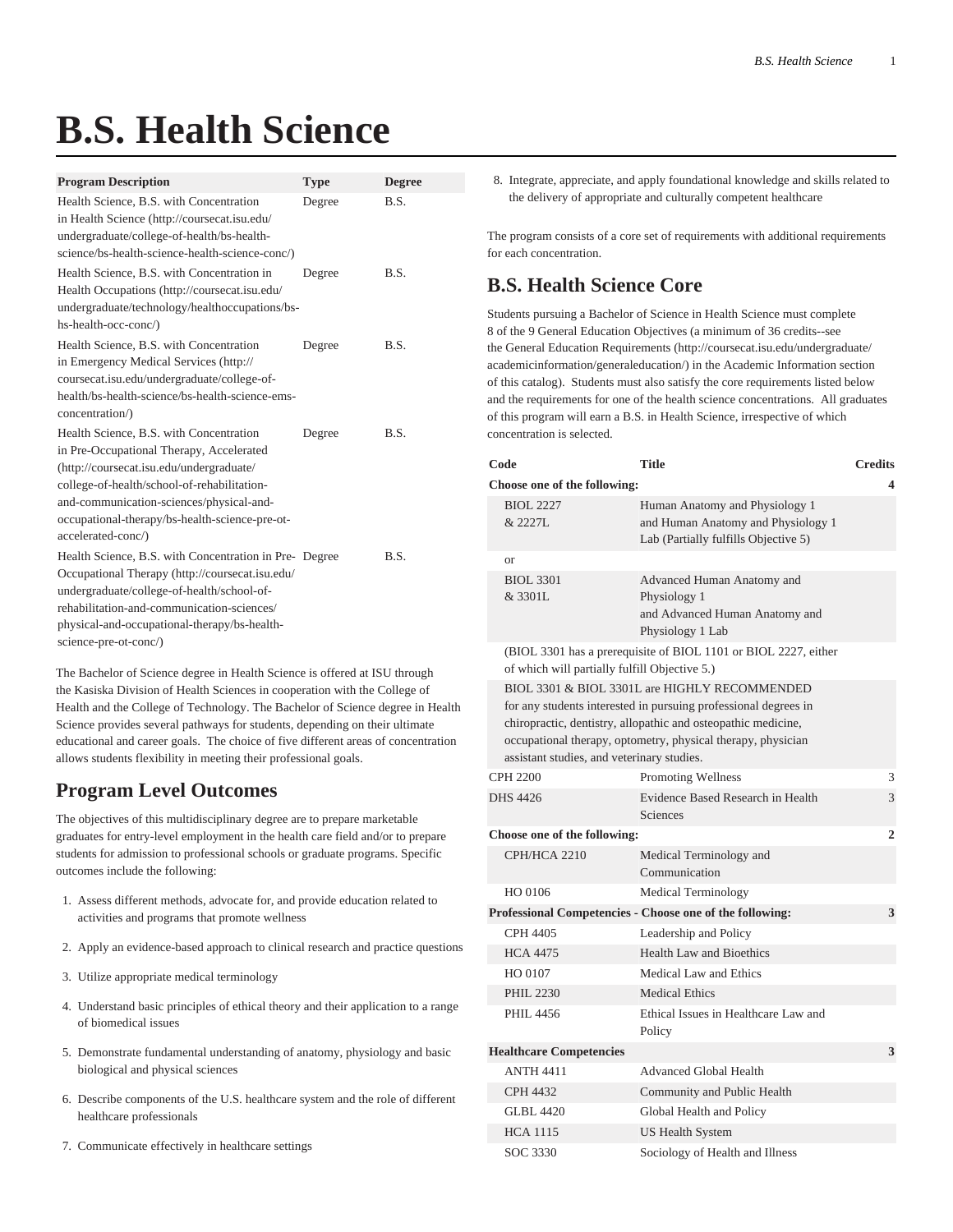# B.S. Health Science

| Program Description | Type | Degree |
|---|---|---|
| Health Science, B.S. with Concentration in Health Science (http://coursecat.isu.edu/undergraduate/college-of-health/bs-health-science/bs-health-science-health-science-conc/) | Degree | B.S. |
| Health Science, B.S. with Concentration in Health Occupations (http://coursecat.isu.edu/undergraduate/technology/healthoccupations/bs-hs-health-occ-conc/) | Degree | B.S. |
| Health Science, B.S. with Concentration in Emergency Medical Services (http://coursecat.isu.edu/undergraduate/college-of-health/bs-health-science/bs-health-science-ems-concentration/) | Degree | B.S. |
| Health Science, B.S. with Concentration in Pre-Occupational Therapy, Accelerated (http://coursecat.isu.edu/undergraduate/college-of-health/school-of-rehabilitation-and-communication-sciences/physical-and-occupational-therapy/bs-health-science-pre-ot-accelerated-conc/) | Degree | B.S. |
| Health Science, B.S. with Concentration in Pre-Occupational Therapy (http://coursecat.isu.edu/undergraduate/college-of-health/school-of-rehabilitation-and-communication-sciences/physical-and-occupational-therapy/bs-health-science-pre-ot-conc/) | Degree | B.S. |

The Bachelor of Science degree in Health Science is offered at ISU through the Kasiska Division of Health Sciences in cooperation with the College of Health and the College of Technology. The Bachelor of Science degree in Health Science provides several pathways for students, depending on their ultimate educational and career goals. The choice of five different areas of concentration allows students flexibility in meeting their professional goals.

## Program Level Outcomes

The objectives of this multidisciplinary degree are to prepare marketable graduates for entry-level employment in the health care field and/or to prepare students for admission to professional schools or graduate programs. Specific outcomes include the following:

1. Assess different methods, advocate for, and provide education related to activities and programs that promote wellness
2. Apply an evidence-based approach to clinical research and practice questions
3. Utilize appropriate medical terminology
4. Understand basic principles of ethical theory and their application to a range of biomedical issues
5. Demonstrate fundamental understanding of anatomy, physiology and basic biological and physical sciences
6. Describe components of the U.S. healthcare system and the role of different healthcare professionals
7. Communicate effectively in healthcare settings
8. Integrate, appreciate, and apply foundational knowledge and skills related to the delivery of appropriate and culturally competent healthcare

The program consists of a core set of requirements with additional requirements for each concentration.

## B.S. Health Science Core

Students pursuing a Bachelor of Science in Health Science must complete 8 of the 9 General Education Objectives (a minimum of 36 credits--see the General Education Requirements (http://coursecat.isu.edu/undergraduate/academicinformation/generaleducation/) in the Academic Information section of this catalog). Students must also satisfy the core requirements listed below and the requirements for one of the health science concentrations. All graduates of this program will earn a B.S. in Health Science, irrespective of which concentration is selected.

| Code | Title | Credits |
|---|---|---|
| **Choose one of the following:** | | **4** |
| BIOL 2227 & 2227L | Human Anatomy and Physiology 1 and Human Anatomy and Physiology 1 Lab (Partially fulfills Objective 5) | |
| or | | |
| BIOL 3301 & 3301L | Advanced Human Anatomy and Physiology 1 and Advanced Human Anatomy and Physiology 1 Lab | |
| (BIOL 3301 has a prerequisite of BIOL 1101 or BIOL 2227, either of which will partially fulfill Objective 5.) | | |
| BIOL 3301 & BIOL 3301L are HIGHLY RECOMMENDED for any students interested in pursuing professional degrees in chiropractic, dentistry, allopathic and osteopathic medicine, occupational therapy, optometry, physical therapy, physician assistant studies, and veterinary studies. | | |
| CPH 2200 | Promoting Wellness | 3 |
| DHS 4426 | Evidence Based Research in Health Sciences | 3 |
| **Choose one of the following:** | | **2** |
| CPH/HCA 2210 | Medical Terminology and Communication | |
| HO 0106 | Medical Terminology | |
| **Professional Competencies - Choose one of the following:** | | **3** |
| CPH 4405 | Leadership and Policy | |
| HCA 4475 | Health Law and Bioethics | |
| HO 0107 | Medical Law and Ethics | |
| PHIL 2230 | Medical Ethics | |
| PHIL 4456 | Ethical Issues in Healthcare Law and Policy | |
| **Healthcare Competencies** | | **3** |
| ANTH 4411 | Advanced Global Health | |
| CPH 4432 | Community and Public Health | |
| GLBL 4420 | Global Health and Policy | |
| HCA 1115 | US Health System | |
| SOC 3330 | Sociology of Health and Illness | |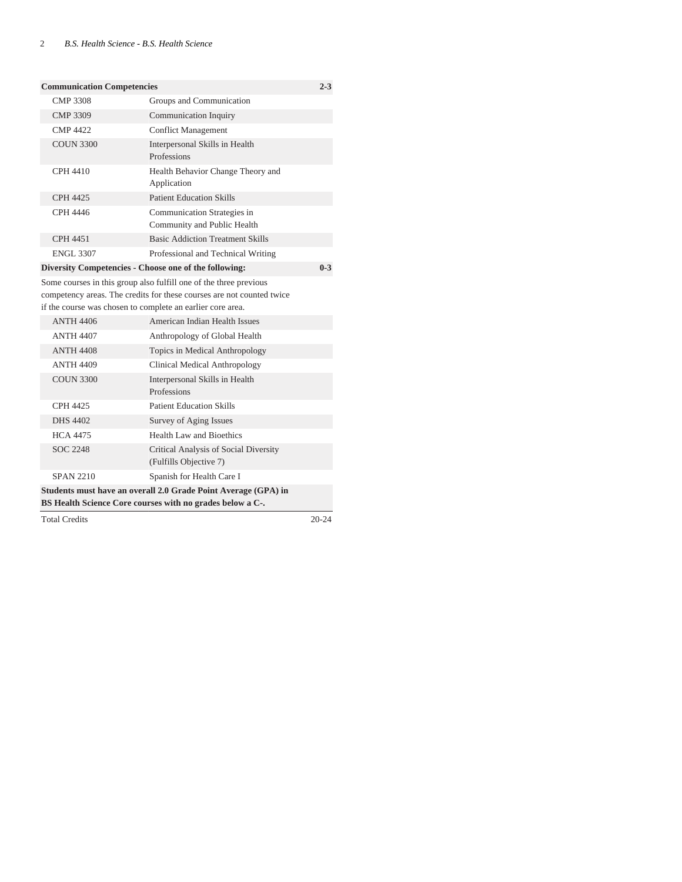| | | |
|---|---|---|
| **Communication Competencies** | | **2-3** |
| CMP 3308 | Groups and Communication | |
| CMP 3309 | Communication Inquiry | |
| CMP 4422 | Conflict Management | |
| COUN 3300 | Interpersonal Skills in Health Professions | |
| CPH 4410 | Health Behavior Change Theory and Application | |
| CPH 4425 | Patient Education Skills | |
| CPH 4446 | Communication Strategies in Community and Public Health | |
| CPH 4451 | Basic Addiction Treatment Skills | |
| ENGL 3307 | Professional and Technical Writing | |
| **Diversity Competencies - Choose one of the following:** | | **0-3** |
| Some courses in this group also fulfill one of the three previous competency areas. The credits for these courses are not counted twice if the course was chosen to complete an earlier core area. | | |
| ANTH 4406 | American Indian Health Issues | |
| ANTH 4407 | Anthropology of Global Health | |
| ANTH 4408 | Topics in Medical Anthropology | |
| ANTH 4409 | Clinical Medical Anthropology | |
| COUN 3300 | Interpersonal Skills in Health Professions | |
| CPH 4425 | Patient Education Skills | |
| DHS 4402 | Survey of Aging Issues | |
| HCA 4475 | Health Law and Bioethics | |
| SOC 2248 | Critical Analysis of Social Diversity (Fulfills Objective 7) | |
| SPAN 2210 | Spanish for Health Care I | |
| **Students must have an overall 2.0 Grade Point Average (GPA) in BS Health Science Core courses with no grades below a C-.** | | |
| Total Credits | | 20-24 |